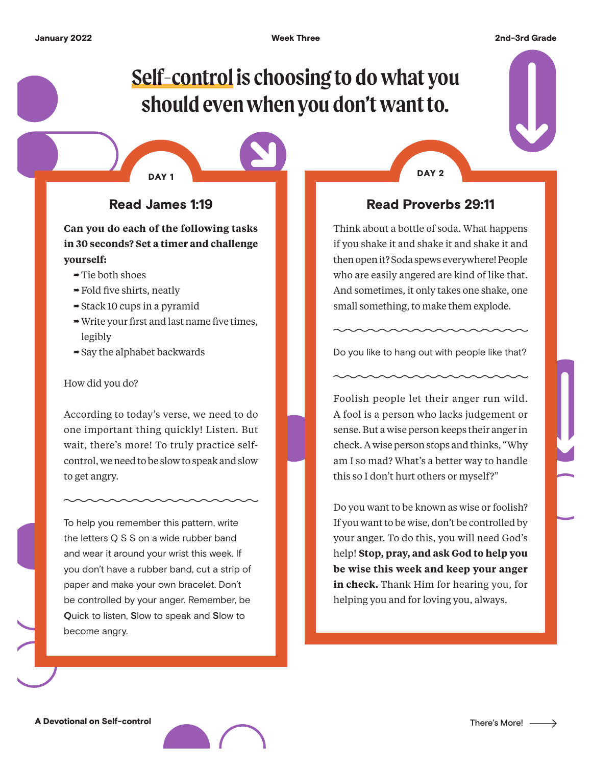# Self-control is choosing to do what you should even when you don't want to.

## DAY 1

### Read James 1:19

**Can you do each of the following tasks in 30 seconds? Set a timer and challenge yourself:**

- Tie both shoes
- Fold five shirts, neatly
- Stack 10 cups in a pyramid
- Write your first and last name five times, legibly
- Say the alphabet backwards

How did you do?

According to today's verse, we need to do one important thing quickly! Listen. But wait, there's more! To truly practice self-control, we need to be slow to speak and slow to get angry.

---

To help you remember this pattern, write the letters Q S S on a wide rubber band and wear it around your wrist this week. If you don't have a rubber band, cut a strip of paper and make your own bracelet. Don't be controlled by your anger. Remember, be **Q**uick to listen, **S**low to speak and **S**low to become angry.

## DAY 2

### Read Proverbs 29:11

Think about a bottle of soda. What happens if you shake it and shake it and shake it and then open it? Soda spews everywhere! People who are easily angered are kind of like that. And sometimes, it only takes one shake, one small something, to make them explode.

---

Do you like to hang out with people like that?

---

Foolish people let their anger run wild. A fool is a person who lacks judgement or sense. But a wise person keeps their anger in check. A wise person stops and thinks, "Why am I so mad? What's a better way to handle this so I don't hurt others or myself?"

Do you want to be known as wise or foolish? If you want to be wise, don't be controlled by your anger. To do this, you will need God's help! **Stop, pray, and ask God to help you be wise this week and keep your anger in check.** Thank Him for hearing you, for helping you and for loving you, always.

There's More!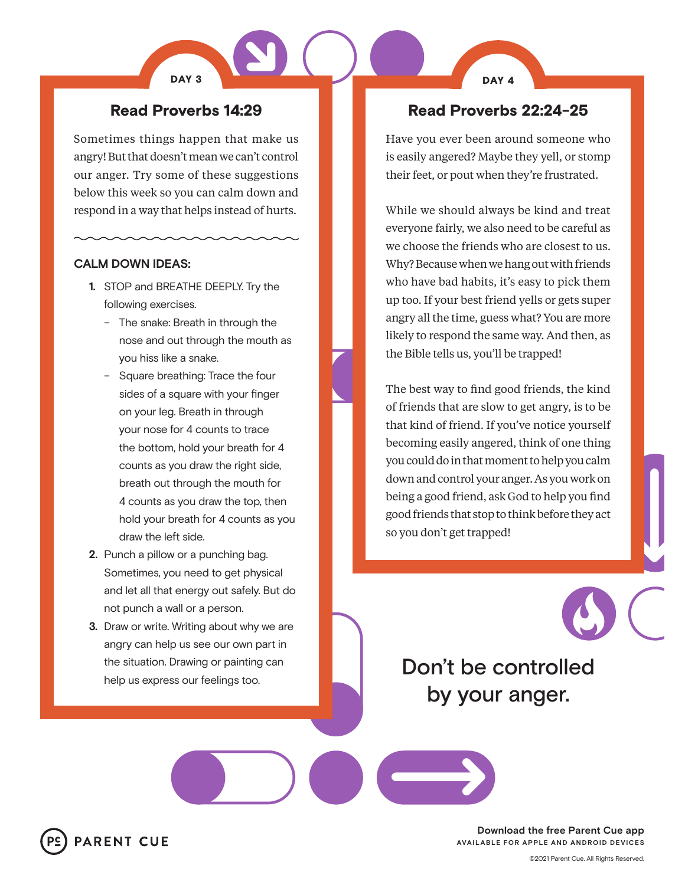## DAY 3

### Read Proverbs 14:29

Sometimes things happen that make us angry! But that doesn't mean we can't control our anger. Try some of these suggestions below this week so you can calm down and respond in a way that helps instead of hurts.

**CALM DOWN IDEAS:**

1. STOP and BREATHE DEEPLY. Try the following exercises.
   - The snake: Breath in through the nose and out through the mouth as you hiss like a snake.
   - Square breathing: Trace the four sides of a square with your finger on your leg. Breath in through your nose for 4 counts to trace the bottom, hold your breath for 4 counts as you draw the right side, breath out through the mouth for 4 counts as you draw the top, then hold your breath for 4 counts as you draw the left side.
2. Punch a pillow or a punching bag. Sometimes, you need to get physical and let all that energy out safely. But do not punch a wall or a person.
3. Draw or write. Writing about why we are angry can help us see our own part in the situation. Drawing or painting can help us express our feelings too.

## DAY 4

### Read Proverbs 22:24-25

Have you ever been around someone who is easily angered? Maybe they yell, or stomp their feet, or pout when they're frustrated.

While we should always be kind and treat everyone fairly, we also need to be careful as we choose the friends who are closest to us. Why? Because when we hang out with friends who have bad habits, it's easy to pick them up too. If your best friend yells or gets super angry all the time, guess what? You are more likely to respond the same way. And then, as the Bible tells us, you'll be trapped!

The best way to find good friends, the kind of friends that are slow to get angry, is to be that kind of friend. If you've notice yourself becoming easily angered, think of one thing you could do in that moment to help you calm down and control your anger. As you work on being a good friend, ask God to help you find good friends that stop to think before they act so you don't get trapped!

Don't be controlled by your anger.

PARENT CUE

**Download the free Parent Cue app**
AVAILABLE FOR APPLE AND ANDROID DEVICES

©2021 Parent Cue. All Rights Reserved.